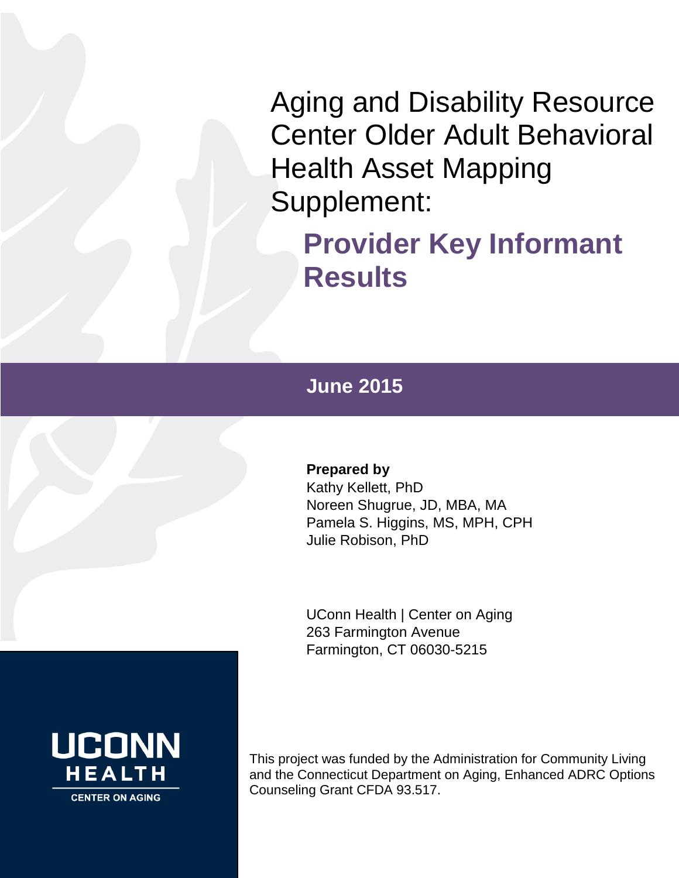# Aging and Disability Resource Center Older Adult Behavioral Health Asset Mapping Supplement:

## Provider Key Informant Results

**June 2015**

**Prepared by**
Kathy Kellett, PhD
Noreen Shugrue, JD, MBA, MA
Pamela S. Higgins, MS, MPH, CPH
Julie Robison, PhD

UConn Health | Center on Aging
263 Farmington Avenue
Farmington, CT 06030-5215

UCONN HEALTH
CENTER ON AGING

This project was funded by the Administration for Community Living and the Connecticut Department on Aging, Enhanced ADRC Options Counseling Grant CFDA 93.517.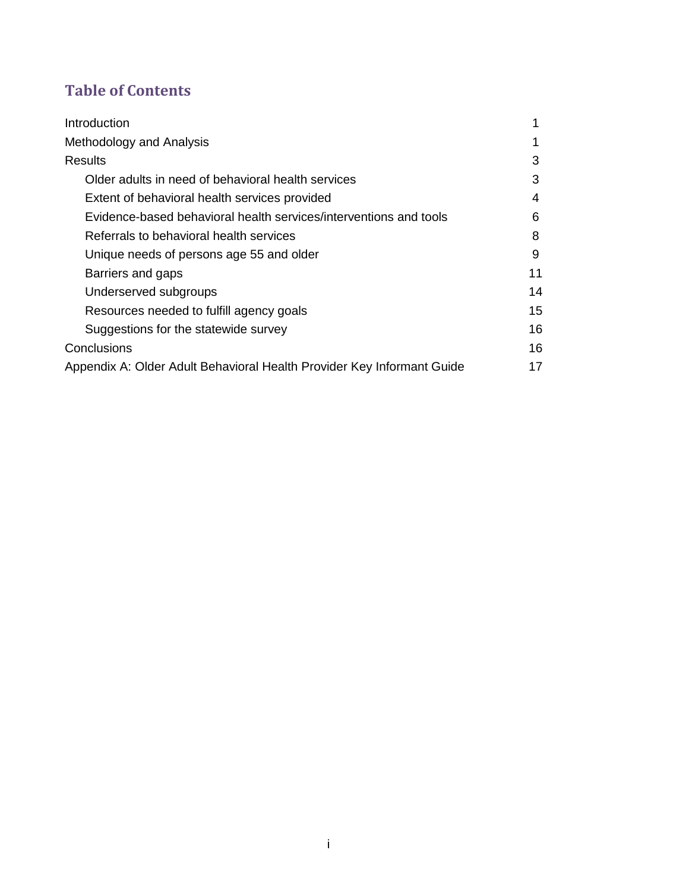## Table of Contents

| | |
|---|---|
| Introduction | 1 |
| Methodology and Analysis | 1 |
| Results | 3 |
| Older adults in need of behavioral health services | 3 |
| Extent of behavioral health services provided | 4 |
| Evidence-based behavioral health services/interventions and tools | 6 |
| Referrals to behavioral health services | 8 |
| Unique needs of persons age 55 and older | 9 |
| Barriers and gaps | 11 |
| Underserved subgroups | 14 |
| Resources needed to fulfill agency goals | 15 |
| Suggestions for the statewide survey | 16 |
| Conclusions | 16 |
| Appendix A: Older Adult Behavioral Health Provider Key Informant Guide | 17 |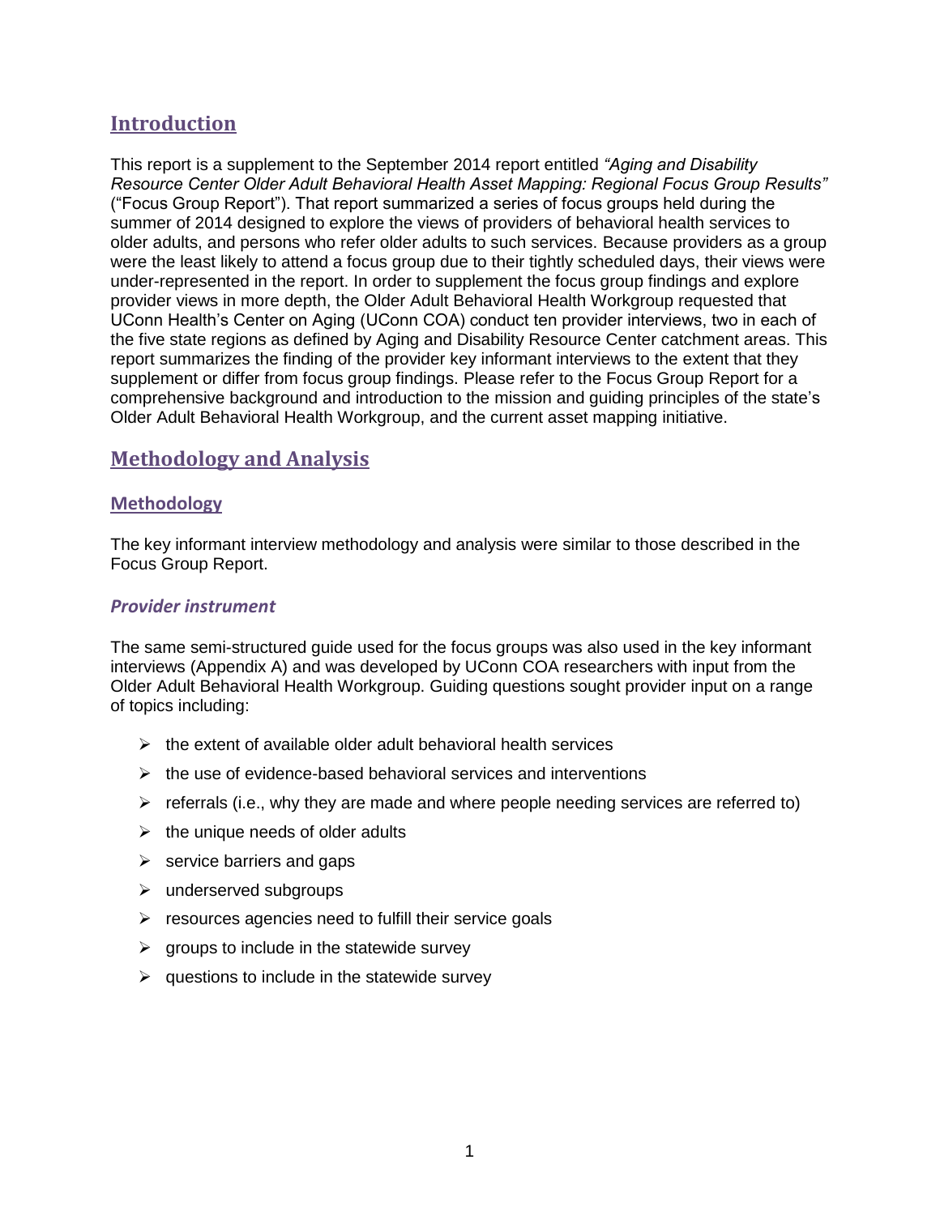## Introduction

This report is a supplement to the September 2014 report entitled *"Aging and Disability Resource Center Older Adult Behavioral Health Asset Mapping: Regional Focus Group Results"* ("Focus Group Report"). That report summarized a series of focus groups held during the summer of 2014 designed to explore the views of providers of behavioral health services to older adults, and persons who refer older adults to such services. Because providers as a group were the least likely to attend a focus group due to their tightly scheduled days, their views were under-represented in the report. In order to supplement the focus group findings and explore provider views in more depth, the Older Adult Behavioral Health Workgroup requested that UConn Health's Center on Aging (UConn COA) conduct ten provider interviews, two in each of the five state regions as defined by Aging and Disability Resource Center catchment areas. This report summarizes the finding of the provider key informant interviews to the extent that they supplement or differ from focus group findings. Please refer to the Focus Group Report for a comprehensive background and introduction to the mission and guiding principles of the state's Older Adult Behavioral Health Workgroup, and the current asset mapping initiative.

## Methodology and Analysis

### Methodology

The key informant interview methodology and analysis were similar to those described in the Focus Group Report.

#### *Provider instrument*

The same semi-structured guide used for the focus groups was also used in the key informant interviews (Appendix A) and was developed by UConn COA researchers with input from the Older Adult Behavioral Health Workgroup. Guiding questions sought provider input on a range of topics including:

- the extent of available older adult behavioral health services
- the use of evidence-based behavioral services and interventions
- referrals (i.e., why they are made and where people needing services are referred to)
- the unique needs of older adults
- service barriers and gaps
- underserved subgroups
- resources agencies need to fulfill their service goals
- groups to include in the statewide survey
- questions to include in the statewide survey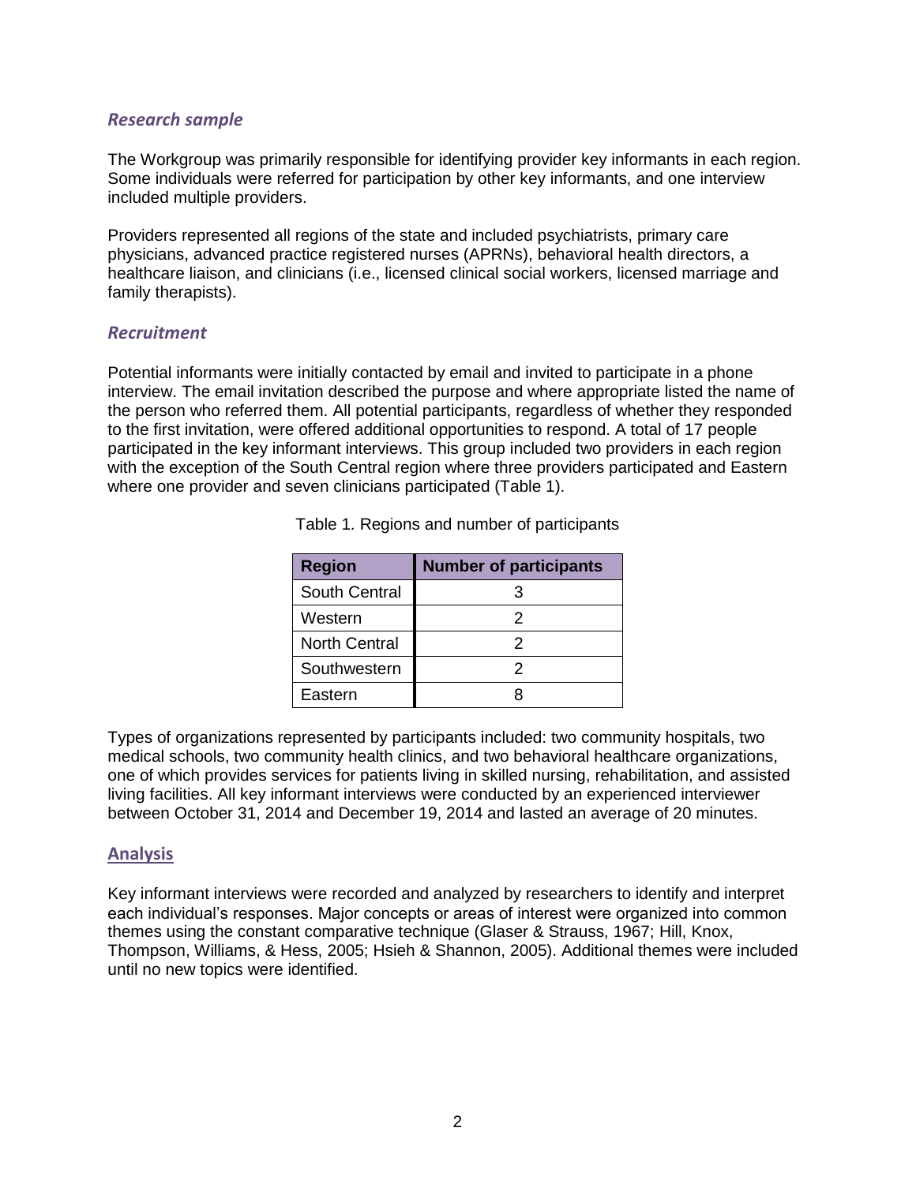### *Research sample*

The Workgroup was primarily responsible for identifying provider key informants in each region. Some individuals were referred for participation by other key informants, and one interview included multiple providers.

Providers represented all regions of the state and included psychiatrists, primary care physicians, advanced practice registered nurses (APRNs), behavioral health directors, a healthcare liaison, and clinicians (i.e., licensed clinical social workers, licensed marriage and family therapists).

### *Recruitment*

Potential informants were initially contacted by email and invited to participate in a phone interview. The email invitation described the purpose and where appropriate listed the name of the person who referred them. All potential participants, regardless of whether they responded to the first invitation, were offered additional opportunities to respond. A total of 17 people participated in the key informant interviews. This group included two providers in each region with the exception of the South Central region where three providers participated and Eastern where one provider and seven clinicians participated (Table 1).

Table 1. Regions and number of participants

| Region | Number of participants |
|---|---|
| South Central | 3 |
| Western | 2 |
| North Central | 2 |
| Southwestern | 2 |
| Eastern | 8 |

Types of organizations represented by participants included: two community hospitals, two medical schools, two community health clinics, and two behavioral healthcare organizations, one of which provides services for patients living in skilled nursing, rehabilitation, and assisted living facilities. All key informant interviews were conducted by an experienced interviewer between October 31, 2014 and December 19, 2014 and lasted an average of 20 minutes.

## Analysis

Key informant interviews were recorded and analyzed by researchers to identify and interpret each individual's responses. Major concepts or areas of interest were organized into common themes using the constant comparative technique (Glaser & Strauss, 1967; Hill, Knox, Thompson, Williams, & Hess, 2005; Hsieh & Shannon, 2005). Additional themes were included until no new topics were identified.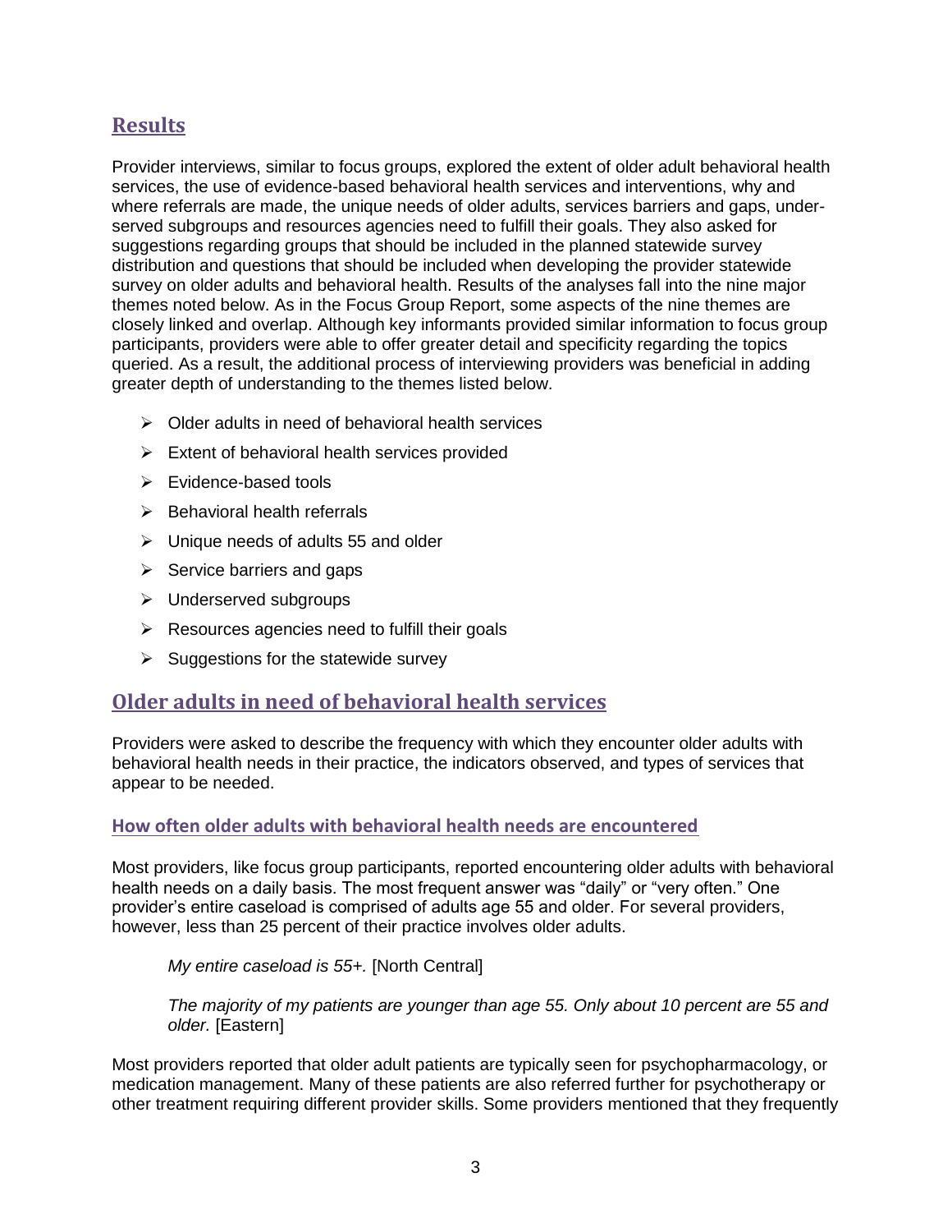## Results

Provider interviews, similar to focus groups, explored the extent of older adult behavioral health services, the use of evidence-based behavioral health services and interventions, why and where referrals are made, the unique needs of older adults, services barriers and gaps, under-served subgroups and resources agencies need to fulfill their goals. They also asked for suggestions regarding groups that should be included in the planned statewide survey distribution and questions that should be included when developing the provider statewide survey on older adults and behavioral health. Results of the analyses fall into the nine major themes noted below. As in the Focus Group Report, some aspects of the nine themes are closely linked and overlap. Although key informants provided similar information to focus group participants, providers were able to offer greater detail and specificity regarding the topics queried. As a result, the additional process of interviewing providers was beneficial in adding greater depth of understanding to the themes listed below.

- Older adults in need of behavioral health services
- Extent of behavioral health services provided
- Evidence-based tools
- Behavioral health referrals
- Unique needs of adults 55 and older
- Service barriers and gaps
- Underserved subgroups
- Resources agencies need to fulfill their goals
- Suggestions for the statewide survey

## Older adults in need of behavioral health services

Providers were asked to describe the frequency with which they encounter older adults with behavioral health needs in their practice, the indicators observed, and types of services that appear to be needed.

### How often older adults with behavioral health needs are encountered

Most providers, like focus group participants, reported encountering older adults with behavioral health needs on a daily basis. The most frequent answer was "daily" or "very often." One provider's entire caseload is comprised of adults age 55 and older. For several providers, however, less than 25 percent of their practice involves older adults.

> *My entire caseload is 55+.* [North Central]

> *The majority of my patients are younger than age 55. Only about 10 percent are 55 and older.* [Eastern]

Most providers reported that older adult patients are typically seen for psychopharmacology, or medication management. Many of these patients are also referred further for psychotherapy or other treatment requiring different provider skills. Some providers mentioned that they frequently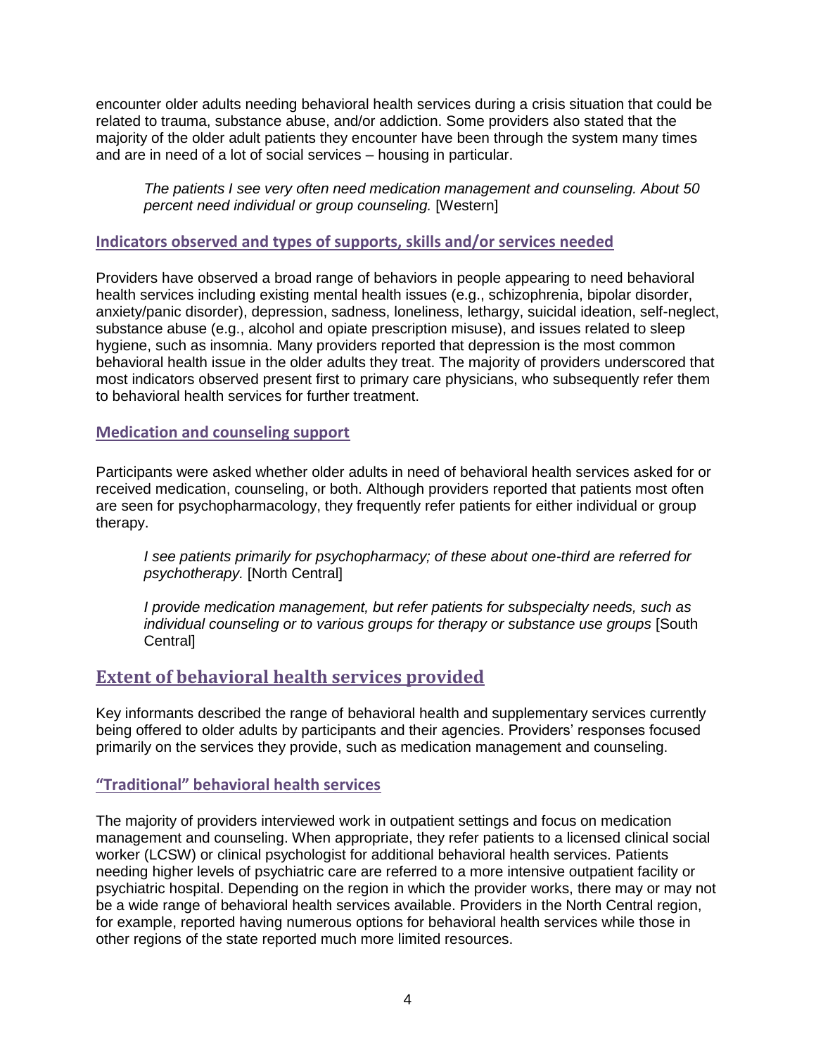encounter older adults needing behavioral health services during a crisis situation that could be related to trauma, substance abuse, and/or addiction. Some providers also stated that the majority of the older adult patients they encounter have been through the system many times and are in need of a lot of social services – housing in particular.

> *The patients I see very often need medication management and counseling. About 50 percent need individual or group counseling.* [Western]

### Indicators observed and types of supports, skills and/or services needed

Providers have observed a broad range of behaviors in people appearing to need behavioral health services including existing mental health issues (e.g., schizophrenia, bipolar disorder, anxiety/panic disorder), depression, sadness, loneliness, lethargy, suicidal ideation, self-neglect, substance abuse (e.g., alcohol and opiate prescription misuse), and issues related to sleep hygiene, such as insomnia. Many providers reported that depression is the most common behavioral health issue in the older adults they treat. The majority of providers underscored that most indicators observed present first to primary care physicians, who subsequently refer them to behavioral health services for further treatment.

### Medication and counseling support

Participants were asked whether older adults in need of behavioral health services asked for or received medication, counseling, or both. Although providers reported that patients most often are seen for psychopharmacology, they frequently refer patients for either individual or group therapy.

> *I see patients primarily for psychopharmacy; of these about one-third are referred for psychotherapy.* [North Central]

> *I provide medication management, but refer patients for subspecialty needs, such as individual counseling or to various groups for therapy or substance use groups* [South Central]

## Extent of behavioral health services provided

Key informants described the range of behavioral health and supplementary services currently being offered to older adults by participants and their agencies. Providers' responses focused primarily on the services they provide, such as medication management and counseling.

### "Traditional" behavioral health services

The majority of providers interviewed work in outpatient settings and focus on medication management and counseling. When appropriate, they refer patients to a licensed clinical social worker (LCSW) or clinical psychologist for additional behavioral health services. Patients needing higher levels of psychiatric care are referred to a more intensive outpatient facility or psychiatric hospital. Depending on the region in which the provider works, there may or may not be a wide range of behavioral health services available. Providers in the North Central region, for example, reported having numerous options for behavioral health services while those in other regions of the state reported much more limited resources.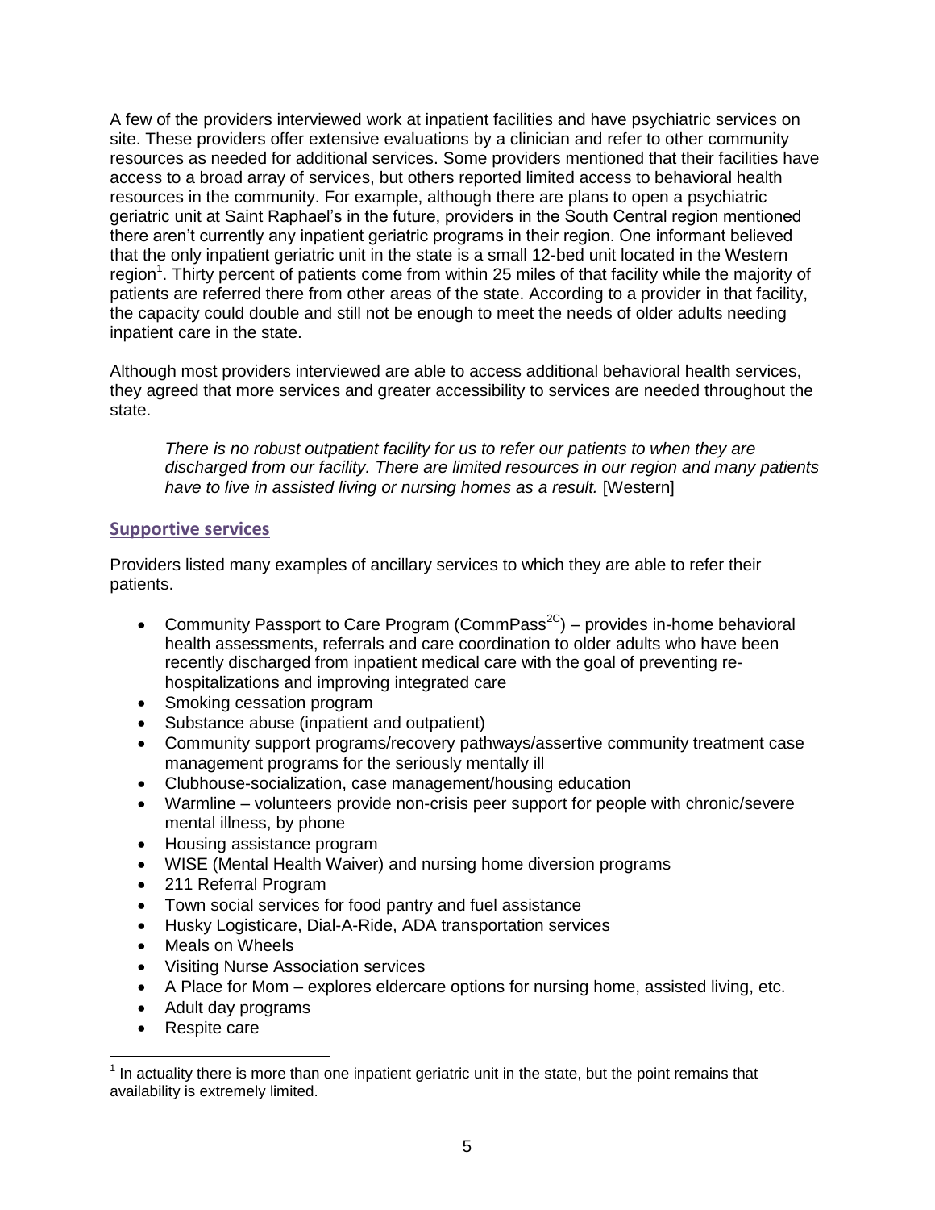A few of the providers interviewed work at inpatient facilities and have psychiatric services on site. These providers offer extensive evaluations by a clinician and refer to other community resources as needed for additional services. Some providers mentioned that their facilities have access to a broad array of services, but others reported limited access to behavioral health resources in the community. For example, although there are plans to open a psychiatric geriatric unit at Saint Raphael's in the future, providers in the South Central region mentioned there aren't currently any inpatient geriatric programs in their region. One informant believed that the only inpatient geriatric unit in the state is a small 12-bed unit located in the Western region[1]. Thirty percent of patients come from within 25 miles of that facility while the majority of patients are referred there from other areas of the state. According to a provider in that facility, the capacity could double and still not be enough to meet the needs of older adults needing inpatient care in the state.

Although most providers interviewed are able to access additional behavioral health services, they agreed that more services and greater accessibility to services are needed throughout the state.

> *There is no robust outpatient facility for us to refer our patients to when they are discharged from our facility. There are limited resources in our region and many patients have to live in assisted living or nursing homes as a result.* [Western]

## Supportive services

Providers listed many examples of ancillary services to which they are able to refer their patients.

- Community Passport to Care Program (CommPass[2C]) – provides in-home behavioral health assessments, referrals and care coordination to older adults who have been recently discharged from inpatient medical care with the goal of preventing re-hospitalizations and improving integrated care
- Smoking cessation program
- Substance abuse (inpatient and outpatient)
- Community support programs/recovery pathways/assertive community treatment case management programs for the seriously mentally ill
- Clubhouse-socialization, case management/housing education
- Warmline – volunteers provide non-crisis peer support for people with chronic/severe mental illness, by phone
- Housing assistance program
- WISE (Mental Health Waiver) and nursing home diversion programs
- 211 Referral Program
- Town social services for food pantry and fuel assistance
- Husky Logisticare, Dial-A-Ride, ADA transportation services
- Meals on Wheels
- Visiting Nurse Association services
- A Place for Mom – explores eldercare options for nursing home, assisted living, etc.
- Adult day programs
- Respite care

[1] In actuality there is more than one inpatient geriatric unit in the state, but the point remains that availability is extremely limited.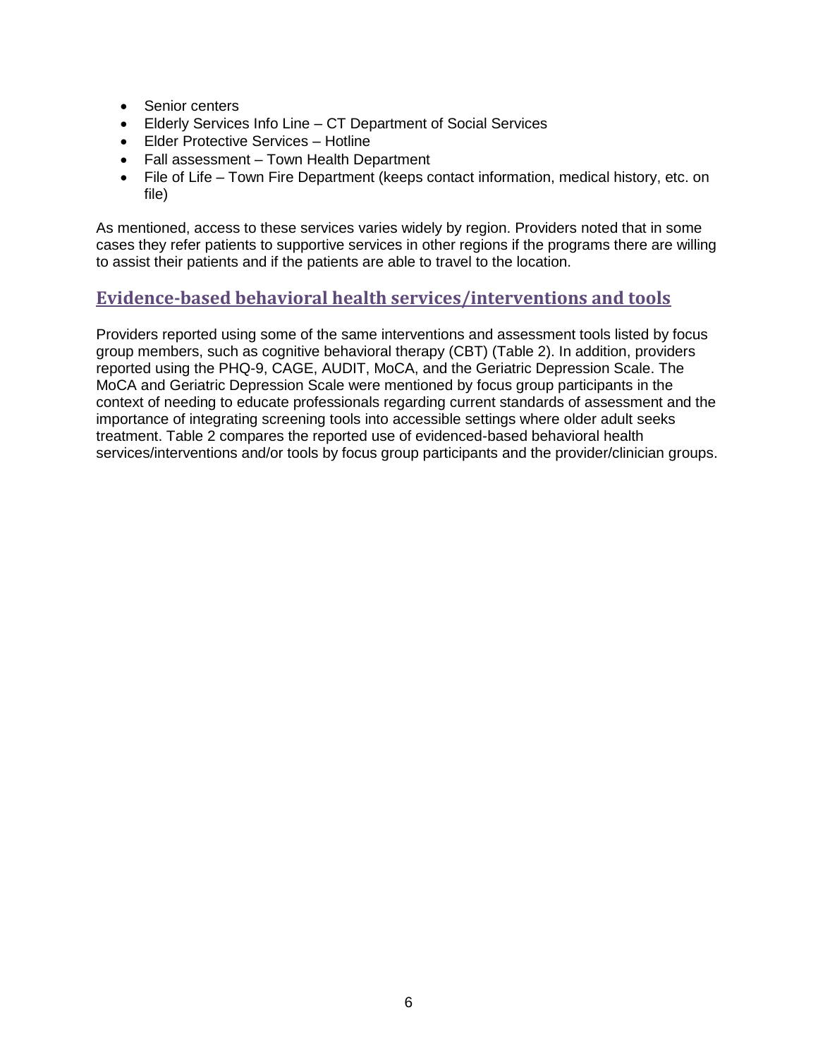- Senior centers
- Elderly Services Info Line – CT Department of Social Services
- Elder Protective Services – Hotline
- Fall assessment – Town Health Department
- File of Life – Town Fire Department (keeps contact information, medical history, etc. on file)

As mentioned, access to these services varies widely by region. Providers noted that in some cases they refer patients to supportive services in other regions if the programs there are willing to assist their patients and if the patients are able to travel to the location.

## Evidence-based behavioral health services/interventions and tools

Providers reported using some of the same interventions and assessment tools listed by focus group members, such as cognitive behavioral therapy (CBT) (Table 2). In addition, providers reported using the PHQ-9, CAGE, AUDIT, MoCA, and the Geriatric Depression Scale. The MoCA and Geriatric Depression Scale were mentioned by focus group participants in the context of needing to educate professionals regarding current standards of assessment and the importance of integrating screening tools into accessible settings where older adult seeks treatment. Table 2 compares the reported use of evidenced-based behavioral health services/interventions and/or tools by focus group participants and the provider/clinician groups.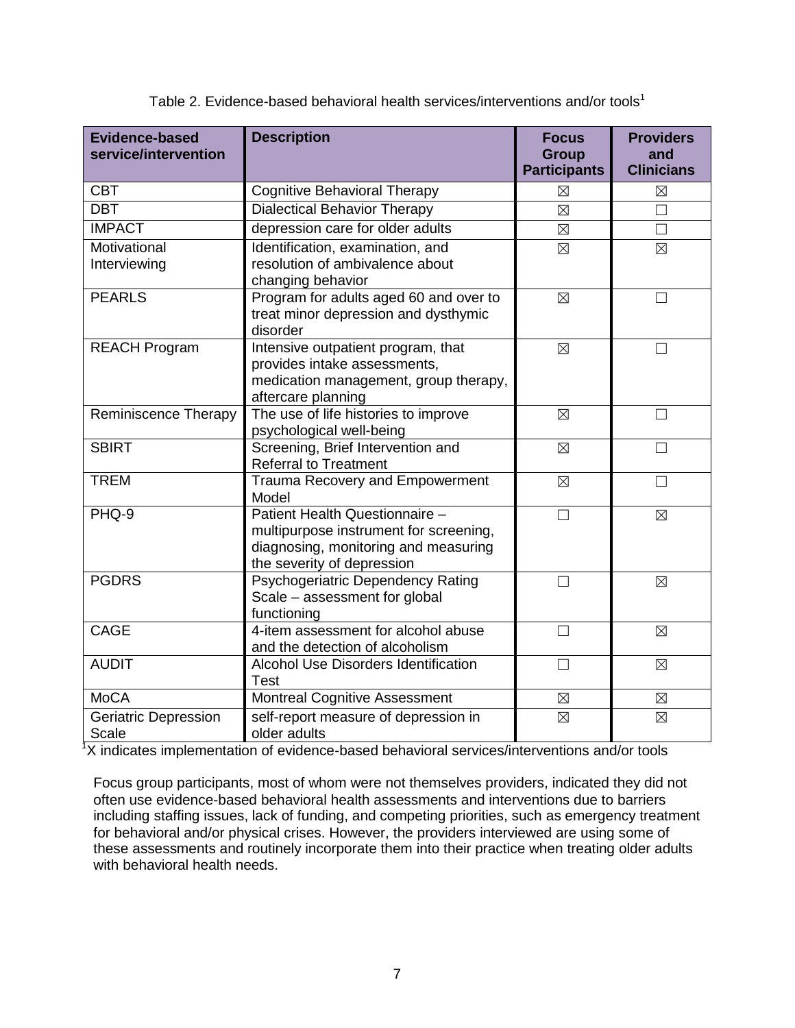Table 2. Evidence-based behavioral health services/interventions and/or tools[1]

| Evidence-based service/intervention | Description | Focus Group Participants | Providers and Clinicians |
|---|---|---|---|
| CBT | Cognitive Behavioral Therapy | ☒ | ☒ |
| DBT | Dialectical Behavior Therapy | ☒ | ☐ |
| IMPACT | depression care for older adults | ☒ | ☐ |
| Motivational Interviewing | Identification, examination, and resolution of ambivalence about changing behavior | ☒ | ☒ |
| PEARLS | Program for adults aged 60 and over to treat minor depression and dysthymic disorder | ☒ | ☐ |
| REACH Program | Intensive outpatient program, that provides intake assessments, medication management, group therapy, aftercare planning | ☒ | ☐ |
| Reminiscence Therapy | The use of life histories to improve psychological well-being | ☒ | ☐ |
| SBIRT | Screening, Brief Intervention and Referral to Treatment | ☒ | ☐ |
| TREM | Trauma Recovery and Empowerment Model | ☒ | ☐ |
| PHQ-9 | Patient Health Questionnaire – multipurpose instrument for screening, diagnosing, monitoring and measuring the severity of depression | ☐ | ☒ |
| PGDRS | Psychogeriatric Dependency Rating Scale – assessment for global functioning | ☐ | ☒ |
| CAGE | 4-item assessment for alcohol abuse and the detection of alcoholism | ☐ | ☒ |
| AUDIT | Alcohol Use Disorders Identification Test | ☐ | ☒ |
| MoCA | Montreal Cognitive Assessment | ☒ | ☒ |
| Geriatric Depression Scale | self-report measure of depression in older adults | ☒ | ☒ |

[1]X indicates implementation of evidence-based behavioral services/interventions and/or tools

Focus group participants, most of whom were not themselves providers, indicated they did not often use evidence-based behavioral health assessments and interventions due to barriers including staffing issues, lack of funding, and competing priorities, such as emergency treatment for behavioral and/or physical crises. However, the providers interviewed are using some of these assessments and routinely incorporate them into their practice when treating older adults with behavioral health needs.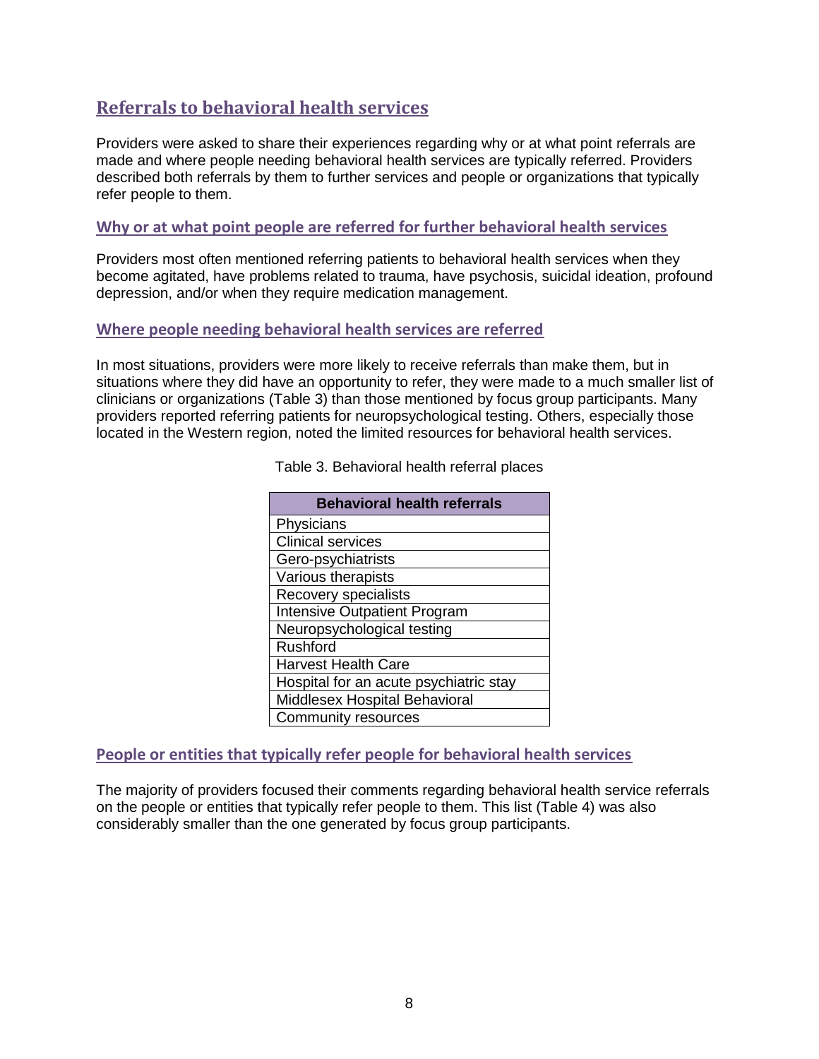## Referrals to behavioral health services

Providers were asked to share their experiences regarding why or at what point referrals are made and where people needing behavioral health services are typically referred. Providers described both referrals by them to further services and people or organizations that typically refer people to them.

### Why or at what point people are referred for further behavioral health services

Providers most often mentioned referring patients to behavioral health services when they become agitated, have problems related to trauma, have psychosis, suicidal ideation, profound depression, and/or when they require medication management.

### Where people needing behavioral health services are referred

In most situations, providers were more likely to receive referrals than make them, but in situations where they did have an opportunity to refer, they were made to a much smaller list of clinicians or organizations (Table 3) than those mentioned by focus group participants. Many providers reported referring patients for neuropsychological testing. Others, especially those located in the Western region, noted the limited resources for behavioral health services.

Table 3. Behavioral health referral places

| Behavioral health referrals |
|---|
| Physicians |
| Clinical services |
| Gero-psychiatrists |
| Various therapists |
| Recovery specialists |
| Intensive Outpatient Program |
| Neuropsychological testing |
| Rushford |
| Harvest Health Care |
| Hospital for an acute psychiatric stay |
| Middlesex Hospital Behavioral |
| Community resources |

### People or entities that typically refer people for behavioral health services

The majority of providers focused their comments regarding behavioral health service referrals on the people or entities that typically refer people to them. This list (Table 4) was also considerably smaller than the one generated by focus group participants.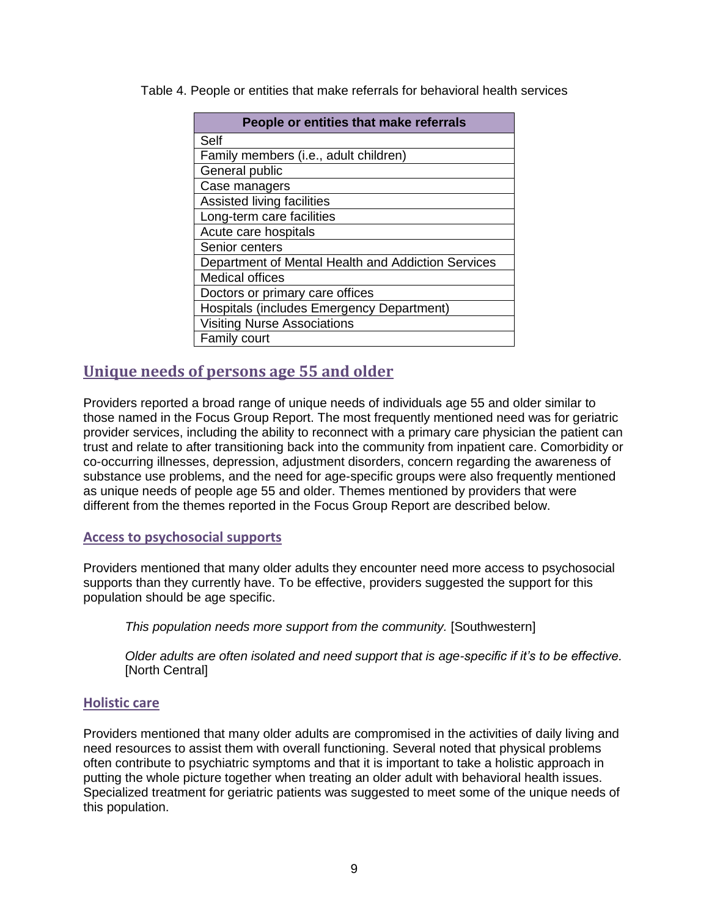Table 4. People or entities that make referrals for behavioral health services

| People or entities that make referrals |
|---|
| Self |
| Family members (i.e., adult children) |
| General public |
| Case managers |
| Assisted living facilities |
| Long-term care facilities |
| Acute care hospitals |
| Senior centers |
| Department of Mental Health and Addiction Services |
| Medical offices |
| Doctors or primary care offices |
| Hospitals (includes Emergency Department) |
| Visiting Nurse Associations |
| Family court |

## Unique needs of persons age 55 and older

Providers reported a broad range of unique needs of individuals age 55 and older similar to those named in the Focus Group Report. The most frequently mentioned need was for geriatric provider services, including the ability to reconnect with a primary care physician the patient can trust and relate to after transitioning back into the community from inpatient care. Comorbidity or co-occurring illnesses, depression, adjustment disorders, concern regarding the awareness of substance use problems, and the need for age-specific groups were also frequently mentioned as unique needs of people age 55 and older. Themes mentioned by providers that were different from the themes reported in the Focus Group Report are described below.

### Access to psychosocial supports

Providers mentioned that many older adults they encounter need more access to psychosocial supports than they currently have. To be effective, providers suggested the support for this population should be age specific.

> *This population needs more support from the community.* [Southwestern]
>
> *Older adults are often isolated and need support that is age-specific if it's to be effective.* [North Central]

### Holistic care

Providers mentioned that many older adults are compromised in the activities of daily living and need resources to assist them with overall functioning. Several noted that physical problems often contribute to psychiatric symptoms and that it is important to take a holistic approach in putting the whole picture together when treating an older adult with behavioral health issues. Specialized treatment for geriatric patients was suggested to meet some of the unique needs of this population.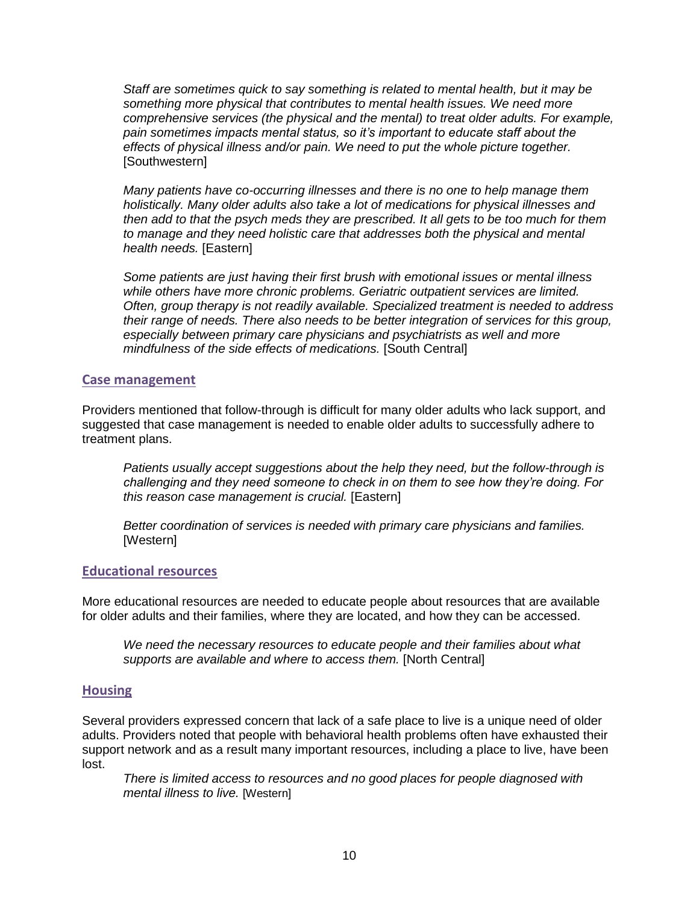*Staff are sometimes quick to say something is related to mental health, but it may be something more physical that contributes to mental health issues. We need more comprehensive services (the physical and the mental) to treat older adults. For example, pain sometimes impacts mental status, so it's important to educate staff about the effects of physical illness and/or pain. We need to put the whole picture together.* [Southwestern]

*Many patients have co-occurring illnesses and there is no one to help manage them holistically. Many older adults also take a lot of medications for physical illnesses and then add to that the psych meds they are prescribed. It all gets to be too much for them to manage and they need holistic care that addresses both the physical and mental health needs.* [Eastern]

*Some patients are just having their first brush with emotional issues or mental illness while others have more chronic problems. Geriatric outpatient services are limited. Often, group therapy is not readily available. Specialized treatment is needed to address their range of needs. There also needs to be better integration of services for this group, especially between primary care physicians and psychiatrists as well and more mindfulness of the side effects of medications.* [South Central]

## Case management

Providers mentioned that follow-through is difficult for many older adults who lack support, and suggested that case management is needed to enable older adults to successfully adhere to treatment plans.

*Patients usually accept suggestions about the help they need, but the follow-through is challenging and they need someone to check in on them to see how they're doing. For this reason case management is crucial.* [Eastern]

*Better coordination of services is needed with primary care physicians and families.* [Western]

## Educational resources

More educational resources are needed to educate people about resources that are available for older adults and their families, where they are located, and how they can be accessed.

*We need the necessary resources to educate people and their families about what supports are available and where to access them.* [North Central]

## Housing

Several providers expressed concern that lack of a safe place to live is a unique need of older adults. Providers noted that people with behavioral health problems often have exhausted their support network and as a result many important resources, including a place to live, have been lost.

*There is limited access to resources and no good places for people diagnosed with mental illness to live.* [Western]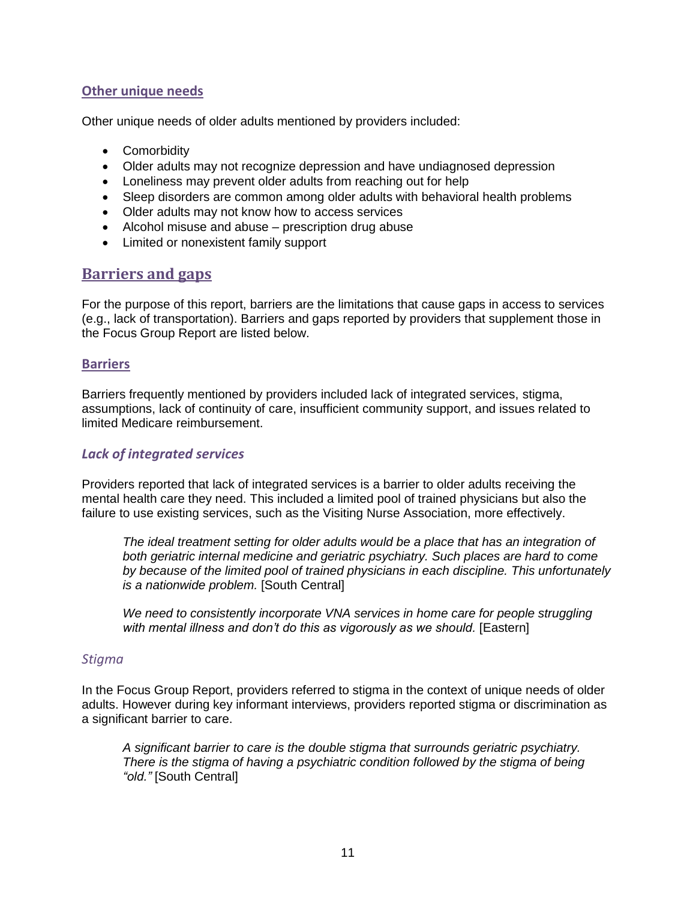### Other unique needs

Other unique needs of older adults mentioned by providers included:

- Comorbidity
- Older adults may not recognize depression and have undiagnosed depression
- Loneliness may prevent older adults from reaching out for help
- Sleep disorders are common among older adults with behavioral health problems
- Older adults may not know how to access services
- Alcohol misuse and abuse – prescription drug abuse
- Limited or nonexistent family support

## Barriers and gaps

For the purpose of this report, barriers are the limitations that cause gaps in access to services (e.g., lack of transportation). Barriers and gaps reported by providers that supplement those in the Focus Group Report are listed below.

### Barriers

Barriers frequently mentioned by providers included lack of integrated services, stigma, assumptions, lack of continuity of care, insufficient community support, and issues related to limited Medicare reimbursement.

#### *Lack of integrated services*

Providers reported that lack of integrated services is a barrier to older adults receiving the mental health care they need. This included a limited pool of trained physicians but also the failure to use existing services, such as the Visiting Nurse Association, more effectively.

> *The ideal treatment setting for older adults would be a place that has an integration of both geriatric internal medicine and geriatric psychiatry. Such places are hard to come by because of the limited pool of trained physicians in each discipline. This unfortunately is a nationwide problem.* [South Central]

> *We need to consistently incorporate VNA services in home care for people struggling with mental illness and don't do this as vigorously as we should.* [Eastern]

#### *Stigma*

In the Focus Group Report, providers referred to stigma in the context of unique needs of older adults. However during key informant interviews, providers reported stigma or discrimination as a significant barrier to care.

> *A significant barrier to care is the double stigma that surrounds geriatric psychiatry. There is the stigma of having a psychiatric condition followed by the stigma of being "old."* [South Central]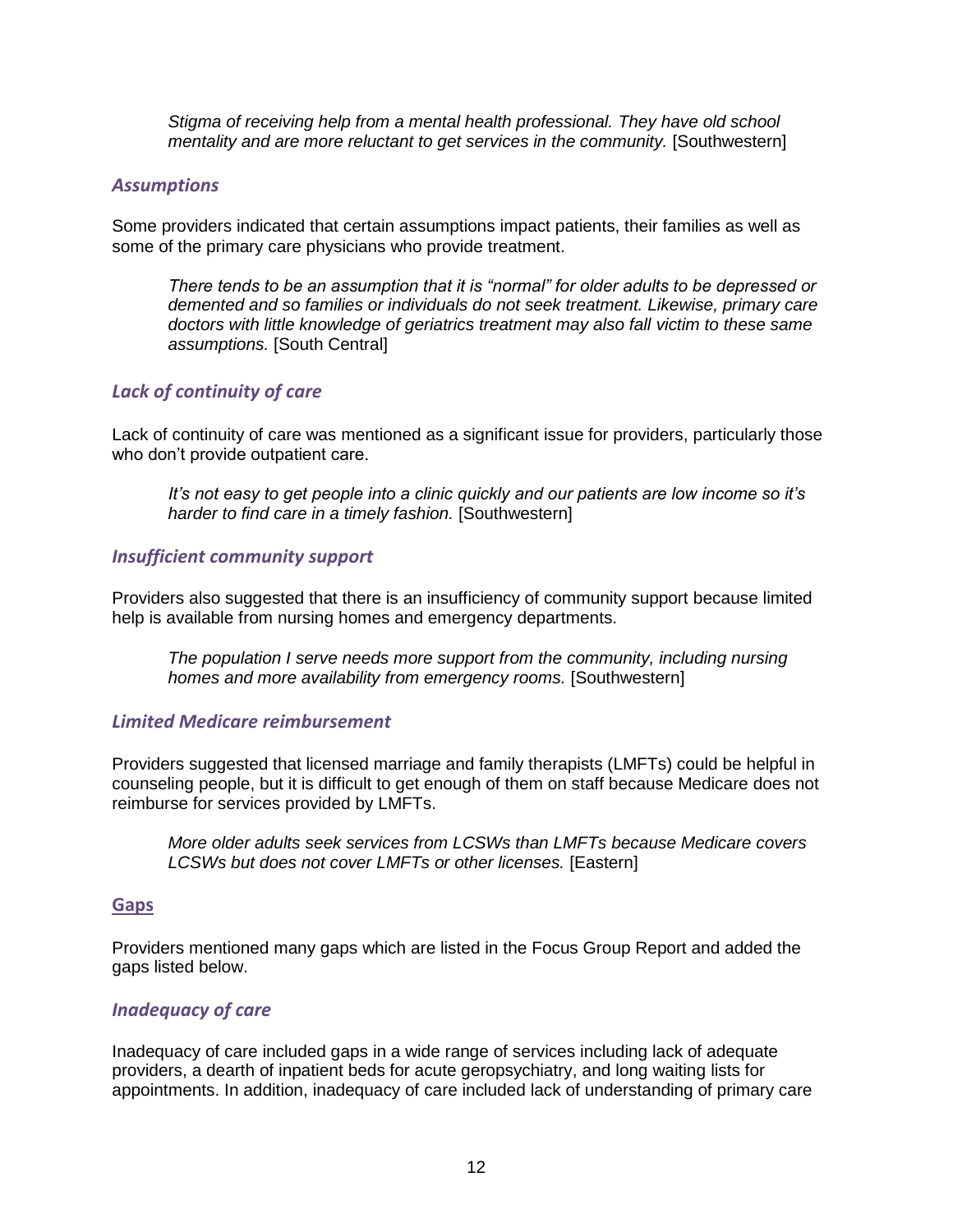> *Stigma of receiving help from a mental health professional. They have old school mentality and are more reluctant to get services in the community.* [Southwestern]

### *Assumptions*

Some providers indicated that certain assumptions impact patients, their families as well as some of the primary care physicians who provide treatment.

> *There tends to be an assumption that it is "normal" for older adults to be depressed or demented and so families or individuals do not seek treatment. Likewise, primary care doctors with little knowledge of geriatrics treatment may also fall victim to these same assumptions.* [South Central]

### *Lack of continuity of care*

Lack of continuity of care was mentioned as a significant issue for providers, particularly those who don't provide outpatient care.

> *It's not easy to get people into a clinic quickly and our patients are low income so it's harder to find care in a timely fashion.* [Southwestern]

### *Insufficient community support*

Providers also suggested that there is an insufficiency of community support because limited help is available from nursing homes and emergency departments.

> *The population I serve needs more support from the community, including nursing homes and more availability from emergency rooms.* [Southwestern]

### *Limited Medicare reimbursement*

Providers suggested that licensed marriage and family therapists (LMFTs) could be helpful in counseling people, but it is difficult to get enough of them on staff because Medicare does not reimburse for services provided by LMFTs.

> *More older adults seek services from LCSWs than LMFTs because Medicare covers LCSWs but does not cover LMFTs or other licenses.* [Eastern]

## Gaps

Providers mentioned many gaps which are listed in the Focus Group Report and added the gaps listed below.

### *Inadequacy of care*

Inadequacy of care included gaps in a wide range of services including lack of adequate providers, a dearth of inpatient beds for acute geropsychiatry, and long waiting lists for appointments. In addition, inadequacy of care included lack of understanding of primary care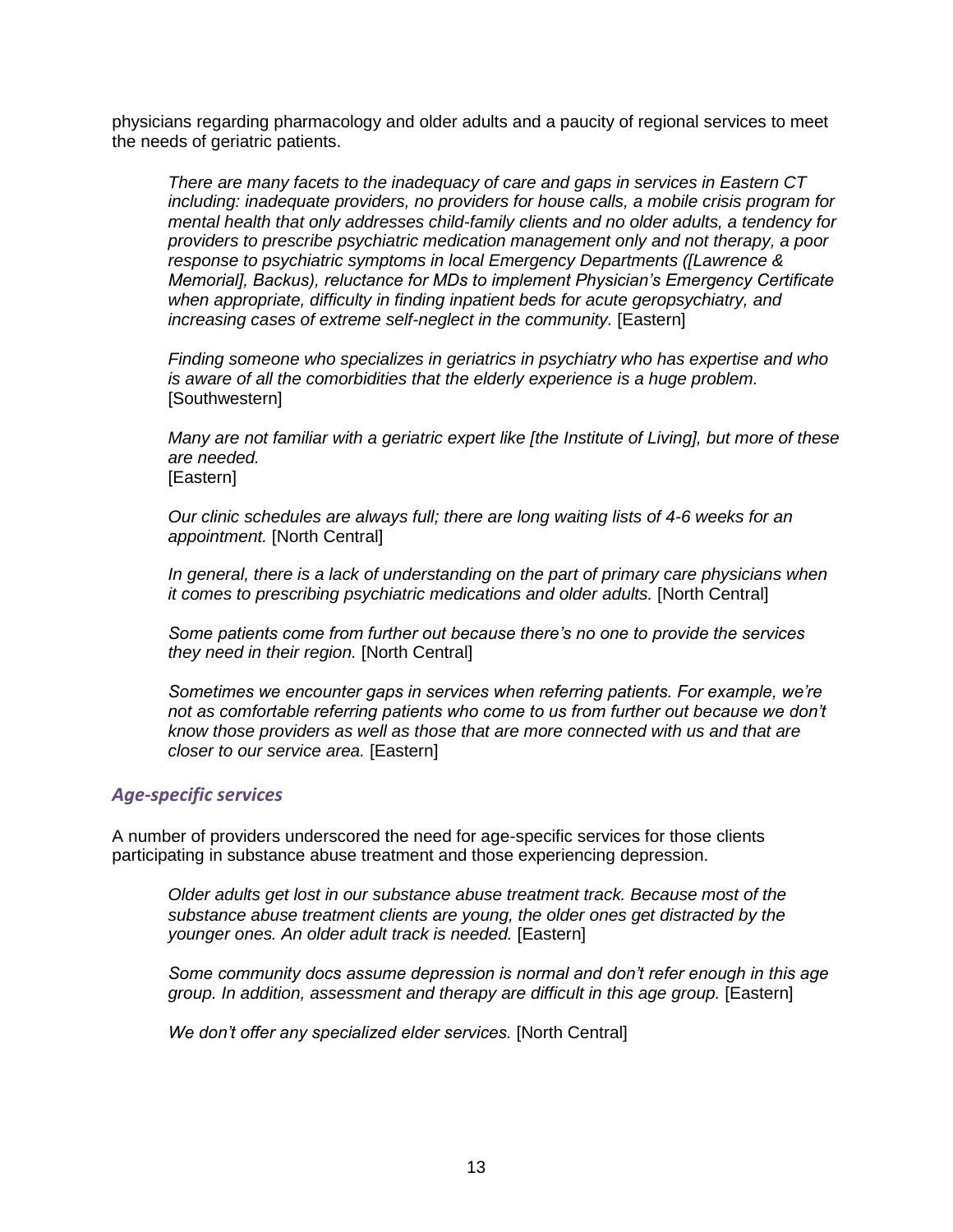physicians regarding pharmacology and older adults and a paucity of regional services to meet the needs of geriatric patients.

> *There are many facets to the inadequacy of care and gaps in services in Eastern CT including: inadequate providers, no providers for house calls, a mobile crisis program for mental health that only addresses child-family clients and no older adults, a tendency for providers to prescribe psychiatric medication management only and not therapy, a poor response to psychiatric symptoms in local Emergency Departments ([Lawrence & Memorial], Backus), reluctance for MDs to implement Physician's Emergency Certificate when appropriate, difficulty in finding inpatient beds for acute geropsychiatry, and increasing cases of extreme self-neglect in the community.* [Eastern]

> *Finding someone who specializes in geriatrics in psychiatry who has expertise and who is aware of all the comorbidities that the elderly experience is a huge problem.* [Southwestern]

> *Many are not familiar with a geriatric expert like [the Institute of Living], but more of these are needed.* [Eastern]

> *Our clinic schedules are always full; there are long waiting lists of 4-6 weeks for an appointment.* [North Central]

> *In general, there is a lack of understanding on the part of primary care physicians when it comes to prescribing psychiatric medications and older adults.* [North Central]

> *Some patients come from further out because there's no one to provide the services they need in their region.* [North Central]

> *Sometimes we encounter gaps in services when referring patients. For example, we're not as comfortable referring patients who come to us from further out because we don't know those providers as well as those that are more connected with us and that are closer to our service area.* [Eastern]

### *Age-specific services*

A number of providers underscored the need for age-specific services for those clients participating in substance abuse treatment and those experiencing depression.

> *Older adults get lost in our substance abuse treatment track. Because most of the substance abuse treatment clients are young, the older ones get distracted by the younger ones. An older adult track is needed.* [Eastern]

> *Some community docs assume depression is normal and don't refer enough in this age group. In addition, assessment and therapy are difficult in this age group.* [Eastern]

> *We don't offer any specialized elder services.* [North Central]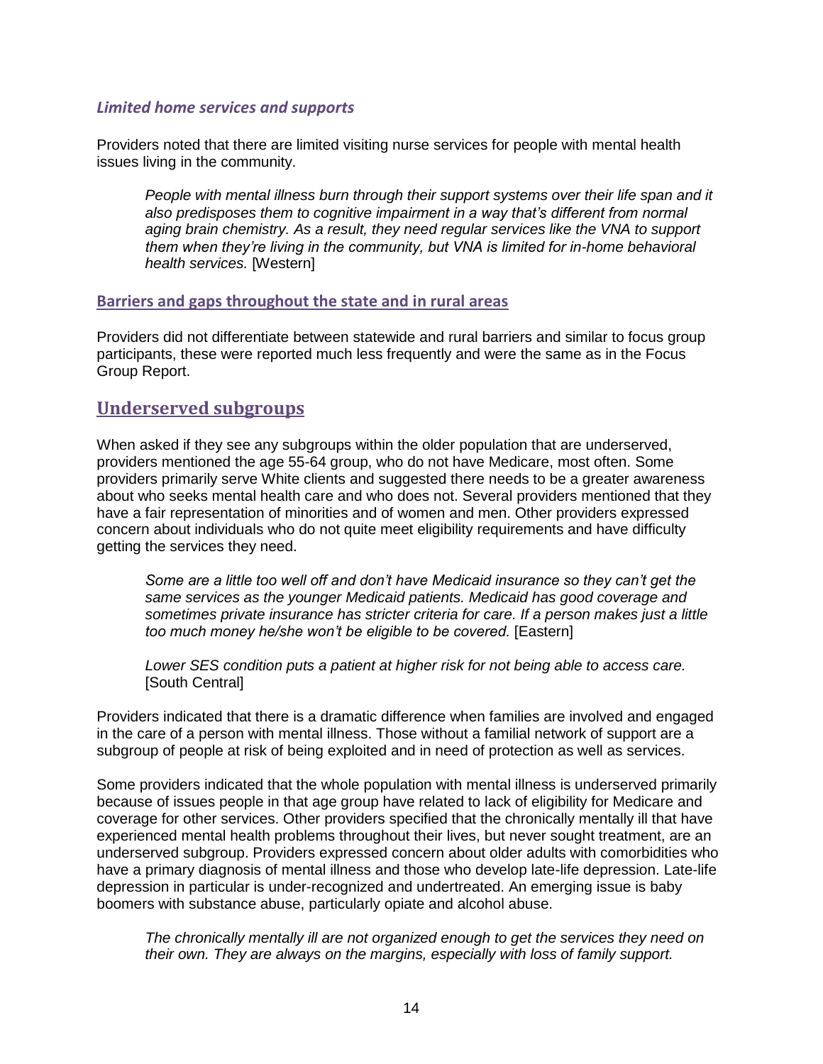### *Limited home services and supports*

Providers noted that there are limited visiting nurse services for people with mental health issues living in the community.

> *People with mental illness burn through their support systems over their life span and it also predisposes them to cognitive impairment in a way that's different from normal aging brain chemistry. As a result, they need regular services like the VNA to support them when they're living in the community, but VNA is limited for in-home behavioral health services.* [Western]

### Barriers and gaps throughout the state and in rural areas

Providers did not differentiate between statewide and rural barriers and similar to focus group participants, these were reported much less frequently and were the same as in the Focus Group Report.

## Underserved subgroups

When asked if they see any subgroups within the older population that are underserved, providers mentioned the age 55-64 group, who do not have Medicare, most often. Some providers primarily serve White clients and suggested there needs to be a greater awareness about who seeks mental health care and who does not. Several providers mentioned that they have a fair representation of minorities and of women and men. Other providers expressed concern about individuals who do not quite meet eligibility requirements and have difficulty getting the services they need.

> *Some are a little too well off and don't have Medicaid insurance so they can't get the same services as the younger Medicaid patients. Medicaid has good coverage and sometimes private insurance has stricter criteria for care. If a person makes just a little too much money he/she won't be eligible to be covered.* [Eastern]

> *Lower SES condition puts a patient at higher risk for not being able to access care.* [South Central]

Providers indicated that there is a dramatic difference when families are involved and engaged in the care of a person with mental illness. Those without a familial network of support are a subgroup of people at risk of being exploited and in need of protection as well as services.

Some providers indicated that the whole population with mental illness is underserved primarily because of issues people in that age group have related to lack of eligibility for Medicare and coverage for other services. Other providers specified that the chronically mentally ill that have experienced mental health problems throughout their lives, but never sought treatment, are an underserved subgroup. Providers expressed concern about older adults with comorbidities who have a primary diagnosis of mental illness and those who develop late-life depression. Late-life depression in particular is under-recognized and undertreated. An emerging issue is baby boomers with substance abuse, particularly opiate and alcohol abuse.

> *The chronically mentally ill are not organized enough to get the services they need on their own. They are always on the margins, especially with loss of family support.*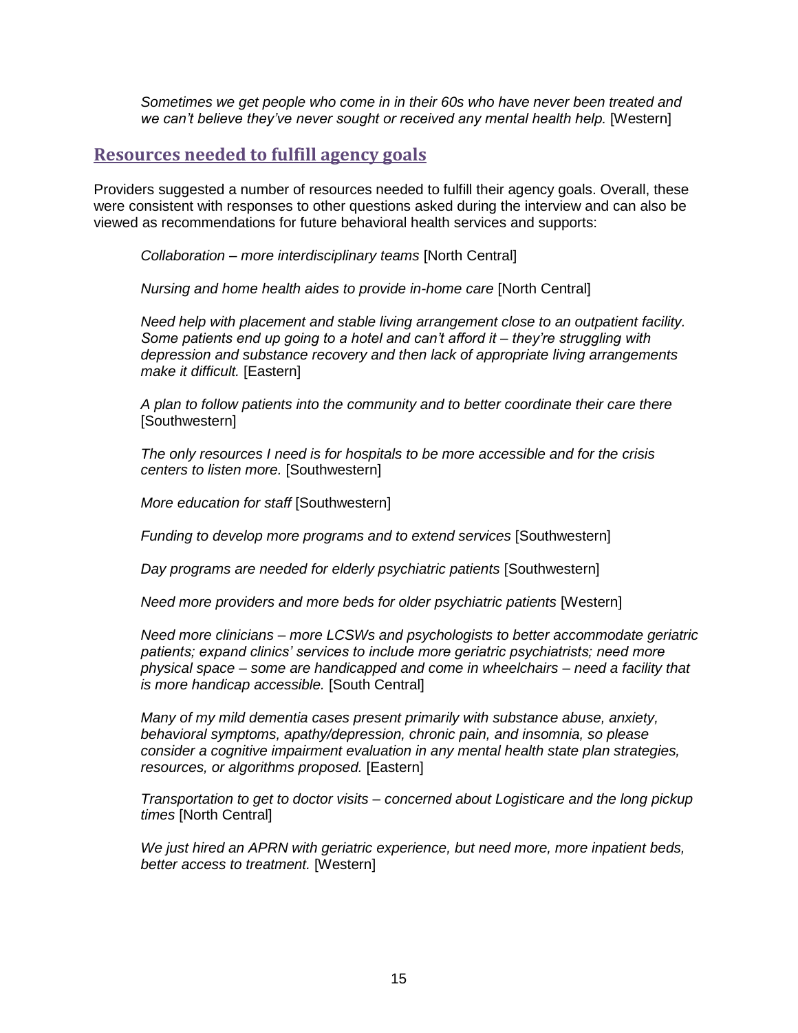*Sometimes we get people who come in in their 60s who have never been treated and we can't believe they've never sought or received any mental health help.* [Western]

## Resources needed to fulfill agency goals

Providers suggested a number of resources needed to fulfill their agency goals. Overall, these were consistent with responses to other questions asked during the interview and can also be viewed as recommendations for future behavioral health services and supports:

> *Collaboration – more interdisciplinary teams* [North Central]
>
> *Nursing and home health aides to provide in-home care* [North Central]
>
> *Need help with placement and stable living arrangement close to an outpatient facility. Some patients end up going to a hotel and can't afford it – they're struggling with depression and substance recovery and then lack of appropriate living arrangements make it difficult.* [Eastern]
>
> *A plan to follow patients into the community and to better coordinate their care there* [Southwestern]
>
> *The only resources I need is for hospitals to be more accessible and for the crisis centers to listen more.* [Southwestern]
>
> *More education for staff* [Southwestern]
>
> *Funding to develop more programs and to extend services* [Southwestern]
>
> *Day programs are needed for elderly psychiatric patients* [Southwestern]
>
> *Need more providers and more beds for older psychiatric patients* [Western]
>
> *Need more clinicians – more LCSWs and psychologists to better accommodate geriatric patients; expand clinics' services to include more geriatric psychiatrists; need more physical space – some are handicapped and come in wheelchairs – need a facility that is more handicap accessible.* [South Central]
>
> *Many of my mild dementia cases present primarily with substance abuse, anxiety, behavioral symptoms, apathy/depression, chronic pain, and insomnia, so please consider a cognitive impairment evaluation in any mental health state plan strategies, resources, or algorithms proposed.* [Eastern]
>
> *Transportation to get to doctor visits – concerned about Logisticare and the long pickup times* [North Central]
>
> *We just hired an APRN with geriatric experience, but need more, more inpatient beds, better access to treatment.* [Western]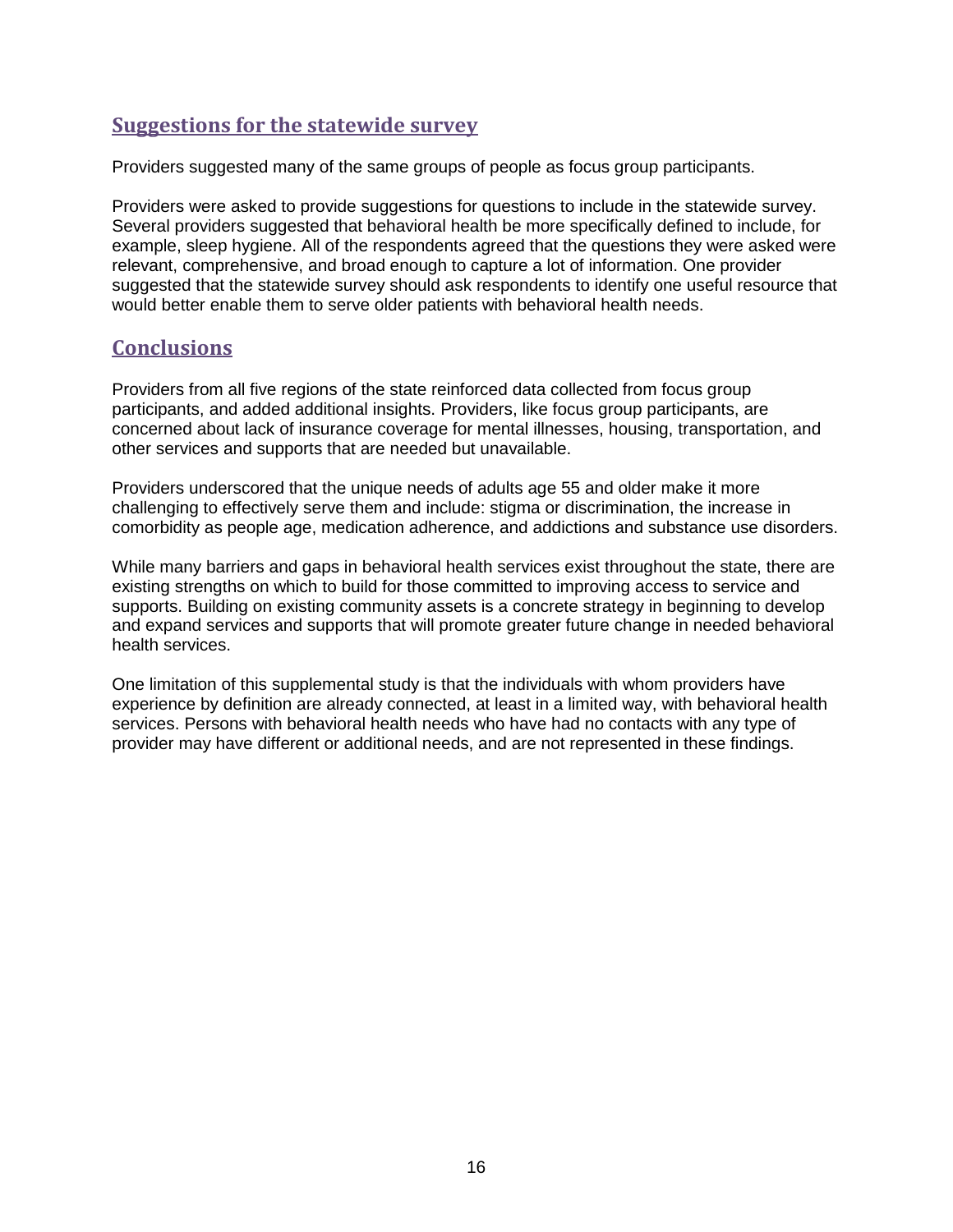## Suggestions for the statewide survey

Providers suggested many of the same groups of people as focus group participants.

Providers were asked to provide suggestions for questions to include in the statewide survey. Several providers suggested that behavioral health be more specifically defined to include, for example, sleep hygiene. All of the respondents agreed that the questions they were asked were relevant, comprehensive, and broad enough to capture a lot of information. One provider suggested that the statewide survey should ask respondents to identify one useful resource that would better enable them to serve older patients with behavioral health needs.

## Conclusions

Providers from all five regions of the state reinforced data collected from focus group participants, and added additional insights. Providers, like focus group participants, are concerned about lack of insurance coverage for mental illnesses, housing, transportation, and other services and supports that are needed but unavailable.

Providers underscored that the unique needs of adults age 55 and older make it more challenging to effectively serve them and include: stigma or discrimination, the increase in comorbidity as people age, medication adherence, and addictions and substance use disorders.

While many barriers and gaps in behavioral health services exist throughout the state, there are existing strengths on which to build for those committed to improving access to service and supports. Building on existing community assets is a concrete strategy in beginning to develop and expand services and supports that will promote greater future change in needed behavioral health services.

One limitation of this supplemental study is that the individuals with whom providers have experience by definition are already connected, at least in a limited way, with behavioral health services. Persons with behavioral health needs who have had no contacts with any type of provider may have different or additional needs, and are not represented in these findings.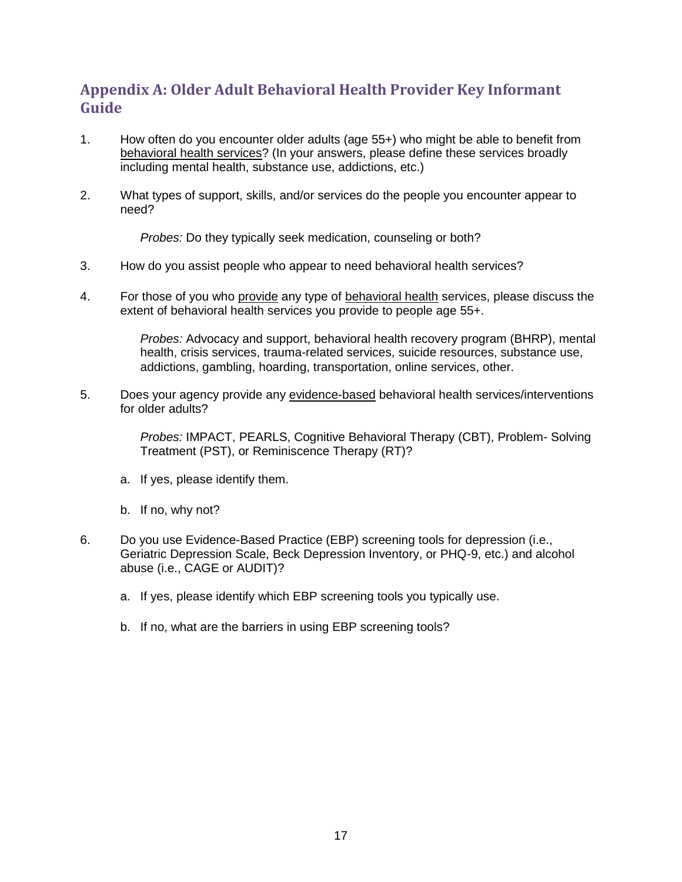## Appendix A: Older Adult Behavioral Health Provider Key Informant Guide

1. How often do you encounter older adults (age 55+) who might be able to benefit from behavioral health services? (In your answers, please define these services broadly including mental health, substance use, addictions, etc.)

2. What types of support, skills, and/or services do the people you encounter appear to need?

   *Probes:* Do they typically seek medication, counseling or both?

3. How do you assist people who appear to need behavioral health services?

4. For those of you who provide any type of behavioral health services, please discuss the extent of behavioral health services you provide to people age 55+.

   *Probes:* Advocacy and support, behavioral health recovery program (BHRP), mental health, crisis services, trauma-related services, suicide resources, substance use, addictions, gambling, hoarding, transportation, online services, other.

5. Does your agency provide any evidence-based behavioral health services/interventions for older adults?

   *Probes:* IMPACT, PEARLS, Cognitive Behavioral Therapy (CBT), Problem- Solving Treatment (PST), or Reminiscence Therapy (RT)?

   a. If yes, please identify them.

   b. If no, why not?

6. Do you use Evidence-Based Practice (EBP) screening tools for depression (i.e., Geriatric Depression Scale, Beck Depression Inventory, or PHQ-9, etc.) and alcohol abuse (i.e., CAGE or AUDIT)?

   a. If yes, please identify which EBP screening tools you typically use.

   b. If no, what are the barriers in using EBP screening tools?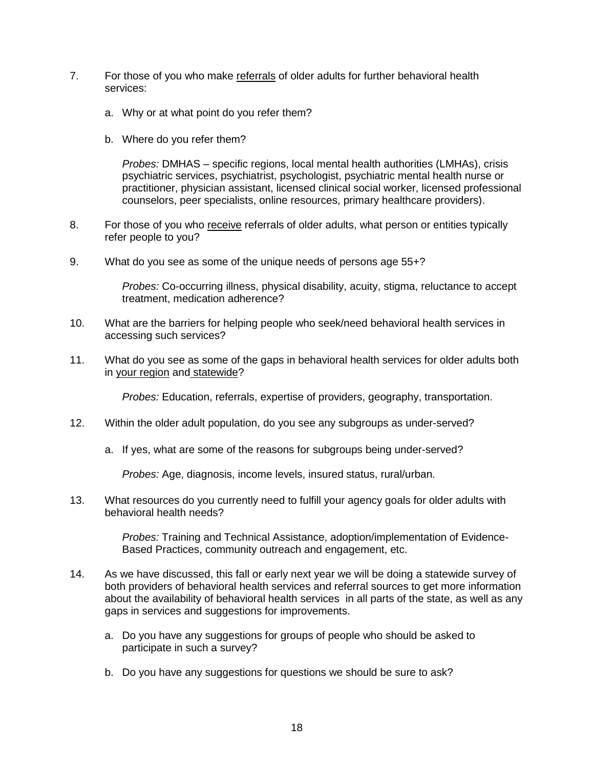7. For those of you who make <u>referrals</u> of older adults for further behavioral health services:

   a. Why or at what point do you refer them?

   b. Where do you refer them?

      *Probes:* DMHAS – specific regions, local mental health authorities (LMHAs), crisis psychiatric services, psychiatrist, psychologist, psychiatric mental health nurse or practitioner, physician assistant, licensed clinical social worker, licensed professional counselors, peer specialists, online resources, primary healthcare providers).

8. For those of you who <u>receive</u> referrals of older adults, what person or entities typically refer people to you?

9. What do you see as some of the unique needs of persons age 55+?

   *Probes:* Co-occurring illness, physical disability, acuity, stigma, reluctance to accept treatment, medication adherence?

10. What are the barriers for helping people who seek/need behavioral health services in accessing such services?

11. What do you see as some of the gaps in behavioral health services for older adults both in <u>your region</u> and <u>statewide</u>?

    *Probes:* Education, referrals, expertise of providers, geography, transportation.

12. Within the older adult population, do you see any subgroups as under-served?

    a. If yes, what are some of the reasons for subgroups being under-served?

       *Probes:* Age, diagnosis, income levels, insured status, rural/urban.

13. What resources do you currently need to fulfill your agency goals for older adults with behavioral health needs?

    *Probes:* Training and Technical Assistance, adoption/implementation of Evidence-Based Practices, community outreach and engagement, etc.

14. As we have discussed, this fall or early next year we will be doing a statewide survey of both providers of behavioral health services and referral sources to get more information about the availability of behavioral health services in all parts of the state, as well as any gaps in services and suggestions for improvements.

    a. Do you have any suggestions for groups of people who should be asked to participate in such a survey?

    b. Do you have any suggestions for questions we should be sure to ask?